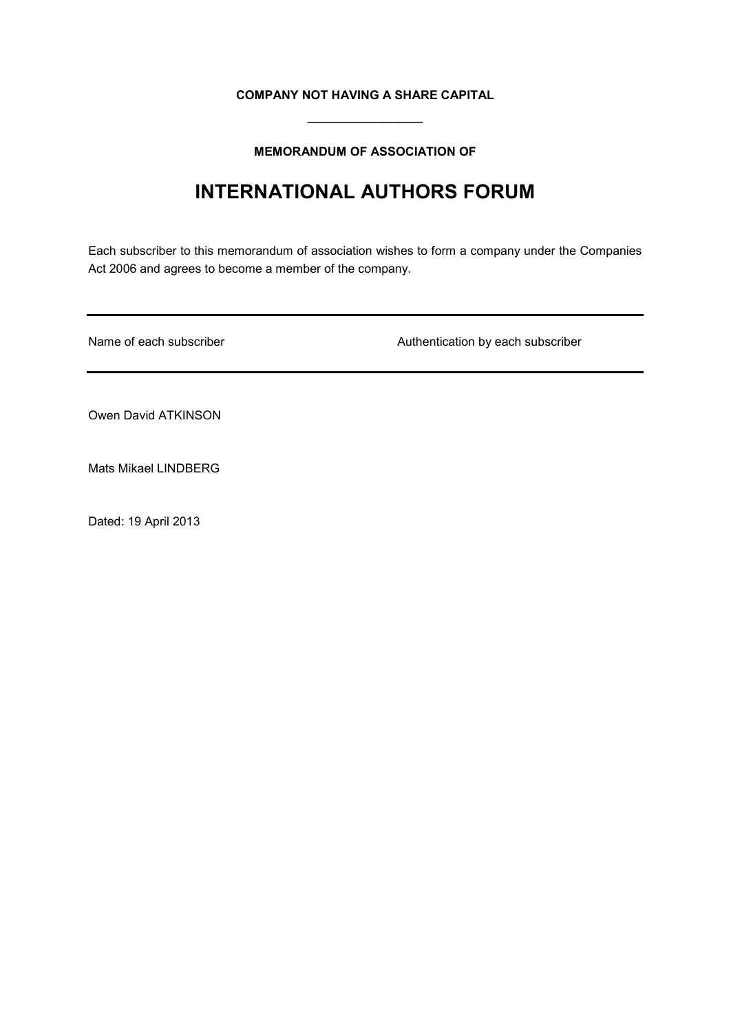**COMPANY NOT HAVING A SHARE CAPITAL**

---

**MEMORANDUM OF ASSOCIATION OF**

# INTERNATIONAL AUTHORS FORUM

Each subscriber to this memorandum of association wishes to form a company under the Companies Act 2006 and agrees to become a member of the company.

| Name of each subscriber | Authentication by each subscriber |
| --- | --- |
| Owen David ATKINSON | |
| Mats Mikael LINDBERG | |

Dated: 19 April 2013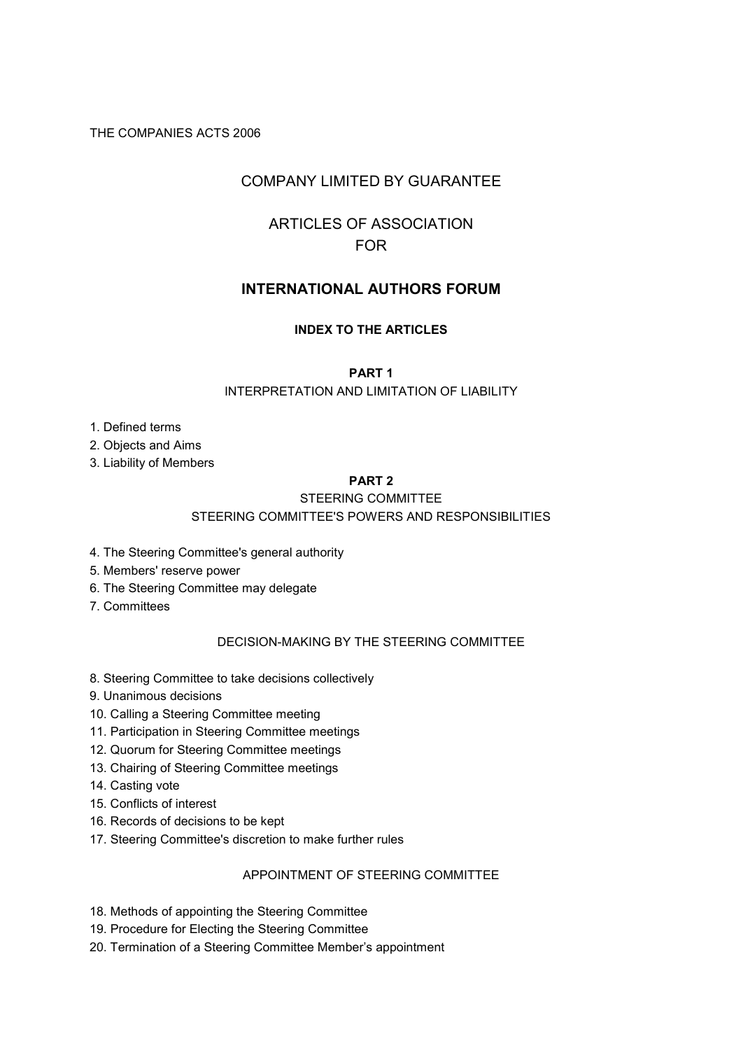THE COMPANIES ACTS 2006

## COMPANY LIMITED BY GUARANTEE

## ARTICLES OF ASSOCIATION FOR

# INTERNATIONAL AUTHORS FORUM

### INDEX TO THE ARTICLES

### PART 1

INTERPRETATION AND LIMITATION OF LIABILITY

1. Defined terms
2. Objects and Aims
3. Liability of Members

### PART 2

STEERING COMMITTEE

STEERING COMMITTEE'S POWERS AND RESPONSIBILITIES

4. The Steering Committee's general authority
5. Members' reserve power
6. The Steering Committee may delegate
7. Committees

DECISION-MAKING BY THE STEERING COMMITTEE

8. Steering Committee to take decisions collectively
9. Unanimous decisions
10. Calling a Steering Committee meeting
11. Participation in Steering Committee meetings
12. Quorum for Steering Committee meetings
13. Chairing of Steering Committee meetings
14. Casting vote
15. Conflicts of interest
16. Records of decisions to be kept
17. Steering Committee's discretion to make further rules

APPOINTMENT OF STEERING COMMITTEE

18. Methods of appointing the Steering Committee
19. Procedure for Electing the Steering Committee
20. Termination of a Steering Committee Member's appointment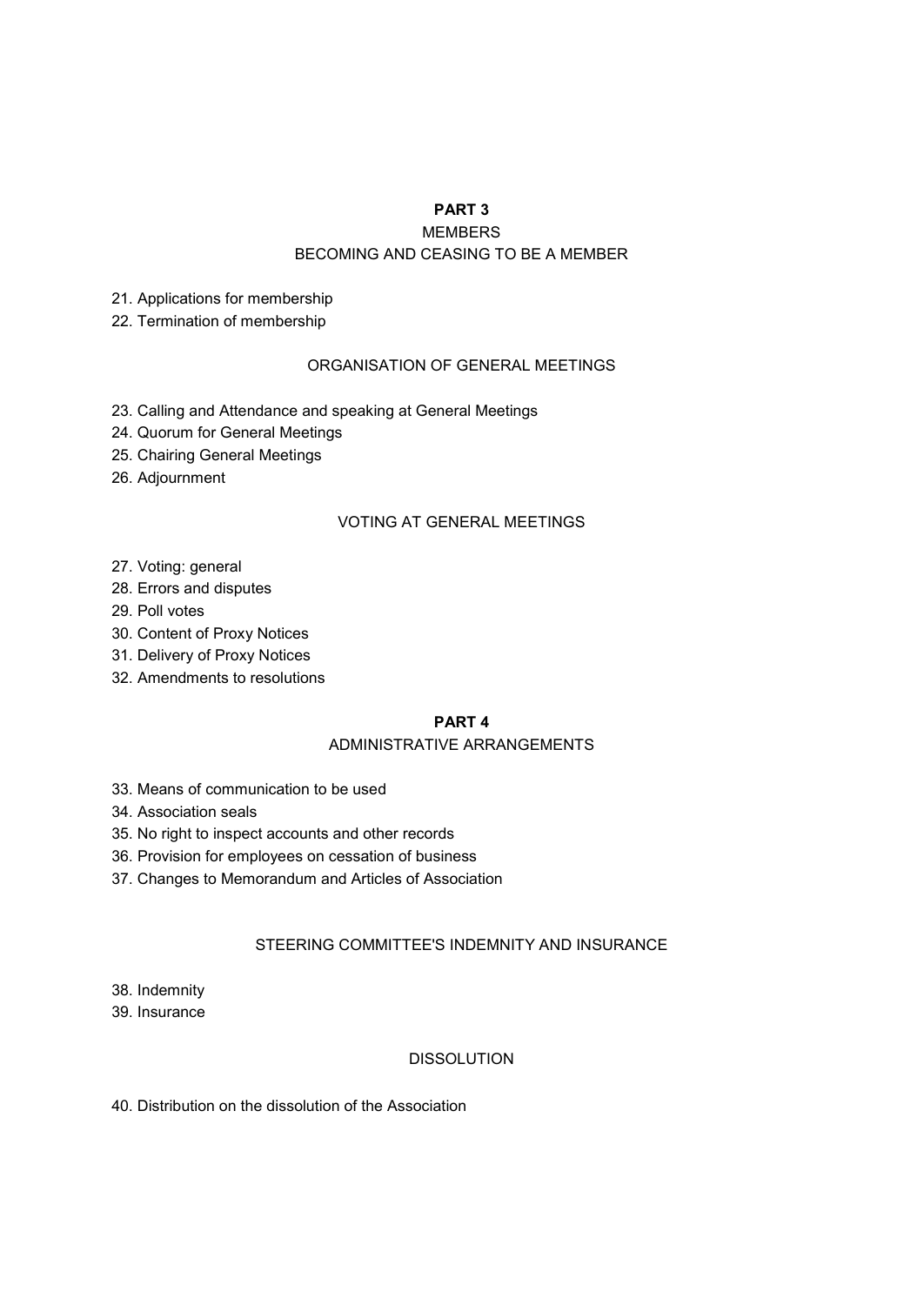## PART 3

### MEMBERS

### BECOMING AND CEASING TO BE A MEMBER

21. Applications for membership
22. Termination of membership

### ORGANISATION OF GENERAL MEETINGS

23. Calling and Attendance and speaking at General Meetings
24. Quorum for General Meetings
25. Chairing General Meetings
26. Adjournment

### VOTING AT GENERAL MEETINGS

27. Voting: general
28. Errors and disputes
29. Poll votes
30. Content of Proxy Notices
31. Delivery of Proxy Notices
32. Amendments to resolutions

## PART 4

### ADMINISTRATIVE ARRANGEMENTS

33. Means of communication to be used
34. Association seals
35. No right to inspect accounts and other records
36. Provision for employees on cessation of business
37. Changes to Memorandum and Articles of Association

### STEERING COMMITTEE'S INDEMNITY AND INSURANCE

38. Indemnity
39. Insurance

### DISSOLUTION

40. Distribution on the dissolution of the Association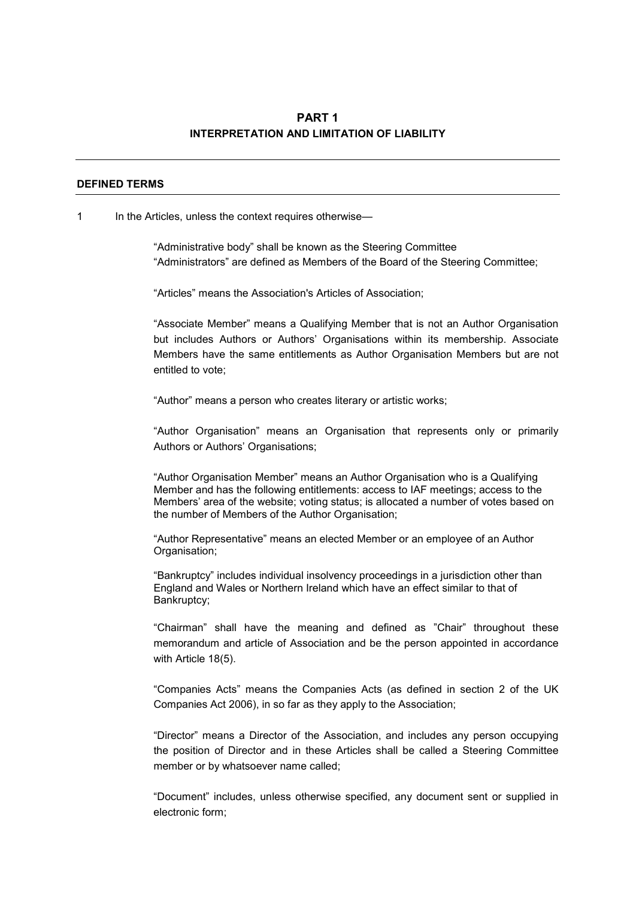# PART 1

## INTERPRETATION AND LIMITATION OF LIABILITY

---

### DEFINED TERMS

---

1 In the Articles, unless the context requires otherwise—

"Administrative body" shall be known as the Steering Committee
"Administrators" are defined as Members of the Board of the Steering Committee;

"Articles" means the Association's Articles of Association;

"Associate Member" means a Qualifying Member that is not an Author Organisation but includes Authors or Authors' Organisations within its membership. Associate Members have the same entitlements as Author Organisation Members but are not entitled to vote;

"Author" means a person who creates literary or artistic works;

"Author Organisation" means an Organisation that represents only or primarily Authors or Authors' Organisations;

"Author Organisation Member" means an Author Organisation who is a Qualifying Member and has the following entitlements: access to IAF meetings; access to the Members' area of the website; voting status; is allocated a number of votes based on the number of Members of the Author Organisation;

"Author Representative" means an elected Member or an employee of an Author Organisation;

"Bankruptcy" includes individual insolvency proceedings in a jurisdiction other than England and Wales or Northern Ireland which have an effect similar to that of Bankruptcy;

"Chairman" shall have the meaning and defined as "Chair" throughout these memorandum and article of Association and be the person appointed in accordance with Article 18(5).

"Companies Acts" means the Companies Acts (as defined in section 2 of the UK Companies Act 2006), in so far as they apply to the Association;

"Director" means a Director of the Association, and includes any person occupying the position of Director and in these Articles shall be called a Steering Committee member or by whatsoever name called;

"Document" includes, unless otherwise specified, any document sent or supplied in electronic form;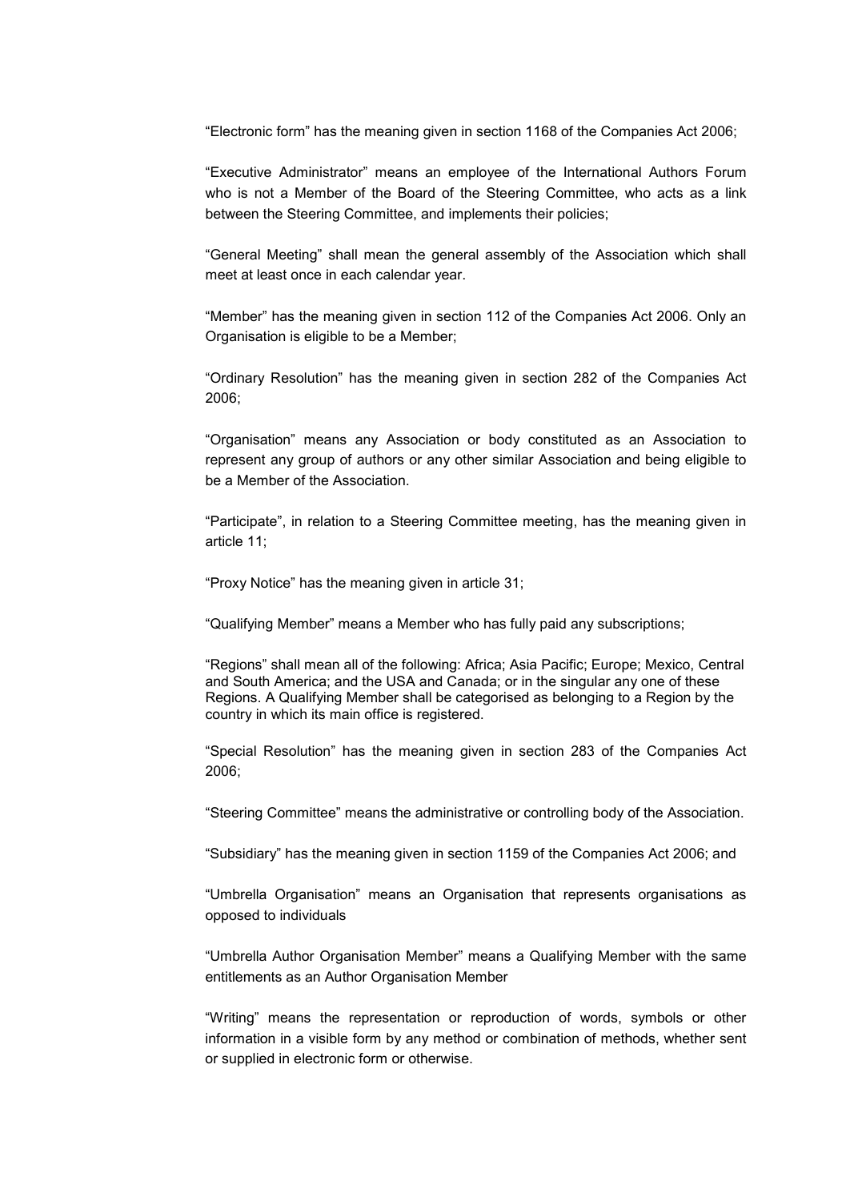"Electronic form" has the meaning given in section 1168 of the Companies Act 2006;

"Executive Administrator" means an employee of the International Authors Forum who is not a Member of the Board of the Steering Committee, who acts as a link between the Steering Committee, and implements their policies;

"General Meeting" shall mean the general assembly of the Association which shall meet at least once in each calendar year.

"Member" has the meaning given in section 112 of the Companies Act 2006. Only an Organisation is eligible to be a Member;

"Ordinary Resolution" has the meaning given in section 282 of the Companies Act 2006;

"Organisation" means any Association or body constituted as an Association to represent any group of authors or any other similar Association and being eligible to be a Member of the Association.

"Participate", in relation to a Steering Committee meeting, has the meaning given in article 11;

"Proxy Notice" has the meaning given in article 31;

"Qualifying Member" means a Member who has fully paid any subscriptions;

"Regions" shall mean all of the following: Africa; Asia Pacific; Europe; Mexico, Central and South America; and the USA and Canada; or in the singular any one of these Regions. A Qualifying Member shall be categorised as belonging to a Region by the country in which its main office is registered.

"Special Resolution" has the meaning given in section 283 of the Companies Act 2006;

"Steering Committee" means the administrative or controlling body of the Association.

"Subsidiary" has the meaning given in section 1159 of the Companies Act 2006; and

"Umbrella Organisation" means an Organisation that represents organisations as opposed to individuals

"Umbrella Author Organisation Member" means a Qualifying Member with the same entitlements as an Author Organisation Member

"Writing" means the representation or reproduction of words, symbols or other information in a visible form by any method or combination of methods, whether sent or supplied in electronic form or otherwise.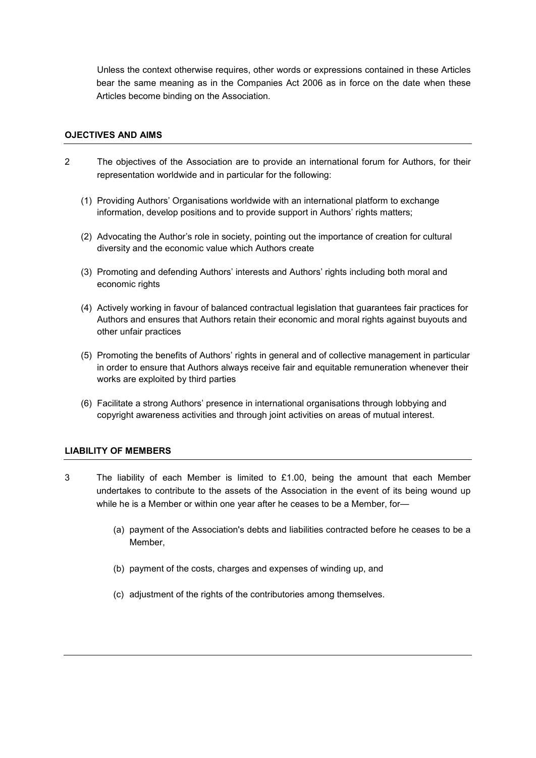Unless the context otherwise requires, other words or expressions contained in these Articles bear the same meaning as in the Companies Act 2006 as in force on the date when these Articles become binding on the Association.

## OJECTIVES AND AIMS

2 The objectives of the Association are to provide an international forum for Authors, for their representation worldwide and in particular for the following:

(1) Providing Authors' Organisations worldwide with an international platform to exchange information, develop positions and to provide support in Authors' rights matters;

(2) Advocating the Author's role in society, pointing out the importance of creation for cultural diversity and the economic value which Authors create

(3) Promoting and defending Authors' interests and Authors' rights including both moral and economic rights

(4) Actively working in favour of balanced contractual legislation that guarantees fair practices for Authors and ensures that Authors retain their economic and moral rights against buyouts and other unfair practices

(5) Promoting the benefits of Authors' rights in general and of collective management in particular in order to ensure that Authors always receive fair and equitable remuneration whenever their works are exploited by third parties

(6) Facilitate a strong Authors' presence in international organisations through lobbying and copyright awareness activities and through joint activities on areas of mutual interest.

## LIABILITY OF MEMBERS

3 The liability of each Member is limited to £1.00, being the amount that each Member undertakes to contribute to the assets of the Association in the event of its being wound up while he is a Member or within one year after he ceases to be a Member, for—

(a) payment of the Association's debts and liabilities contracted before he ceases to be a Member,

(b) payment of the costs, charges and expenses of winding up, and

(c) adjustment of the rights of the contributories among themselves.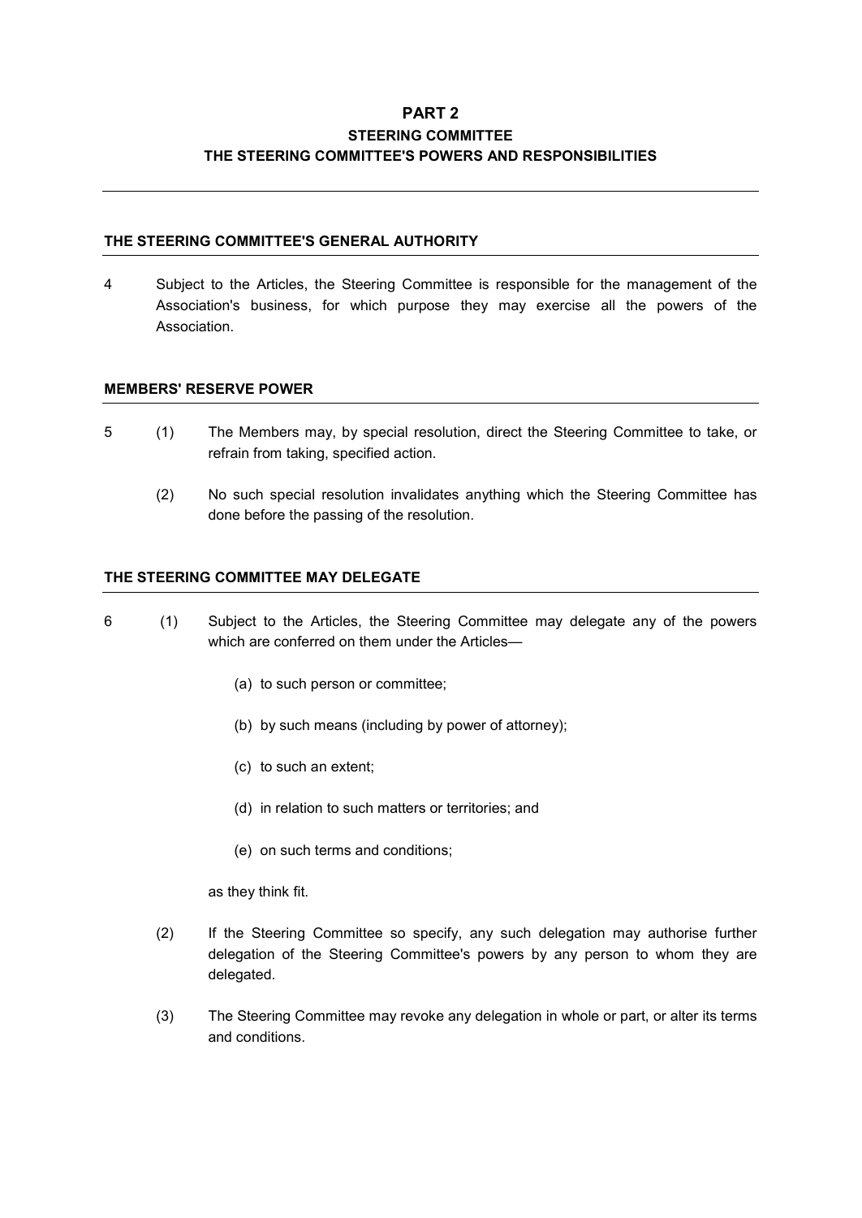# PART 2

## STEERING COMMITTEE

## THE STEERING COMMITTEE'S POWERS AND RESPONSIBILITIES

---

### THE STEERING COMMITTEE'S GENERAL AUTHORITY

4 Subject to the Articles, the Steering Committee is responsible for the management of the Association's business, for which purpose they may exercise all the powers of the Association.

### MEMBERS' RESERVE POWER

5 (1) The Members may, by special resolution, direct the Steering Committee to take, or refrain from taking, specified action.

(2) No such special resolution invalidates anything which the Steering Committee has done before the passing of the resolution.

### THE STEERING COMMITTEE MAY DELEGATE

6 (1) Subject to the Articles, the Steering Committee may delegate any of the powers which are conferred on them under the Articles—

(a) to such person or committee;

(b) by such means (including by power of attorney);

(c) to such an extent;

(d) in relation to such matters or territories; and

(e) on such terms and conditions;

as they think fit.

(2) If the Steering Committee so specify, any such delegation may authorise further delegation of the Steering Committee's powers by any person to whom they are delegated.

(3) The Steering Committee may revoke any delegation in whole or part, or alter its terms and conditions.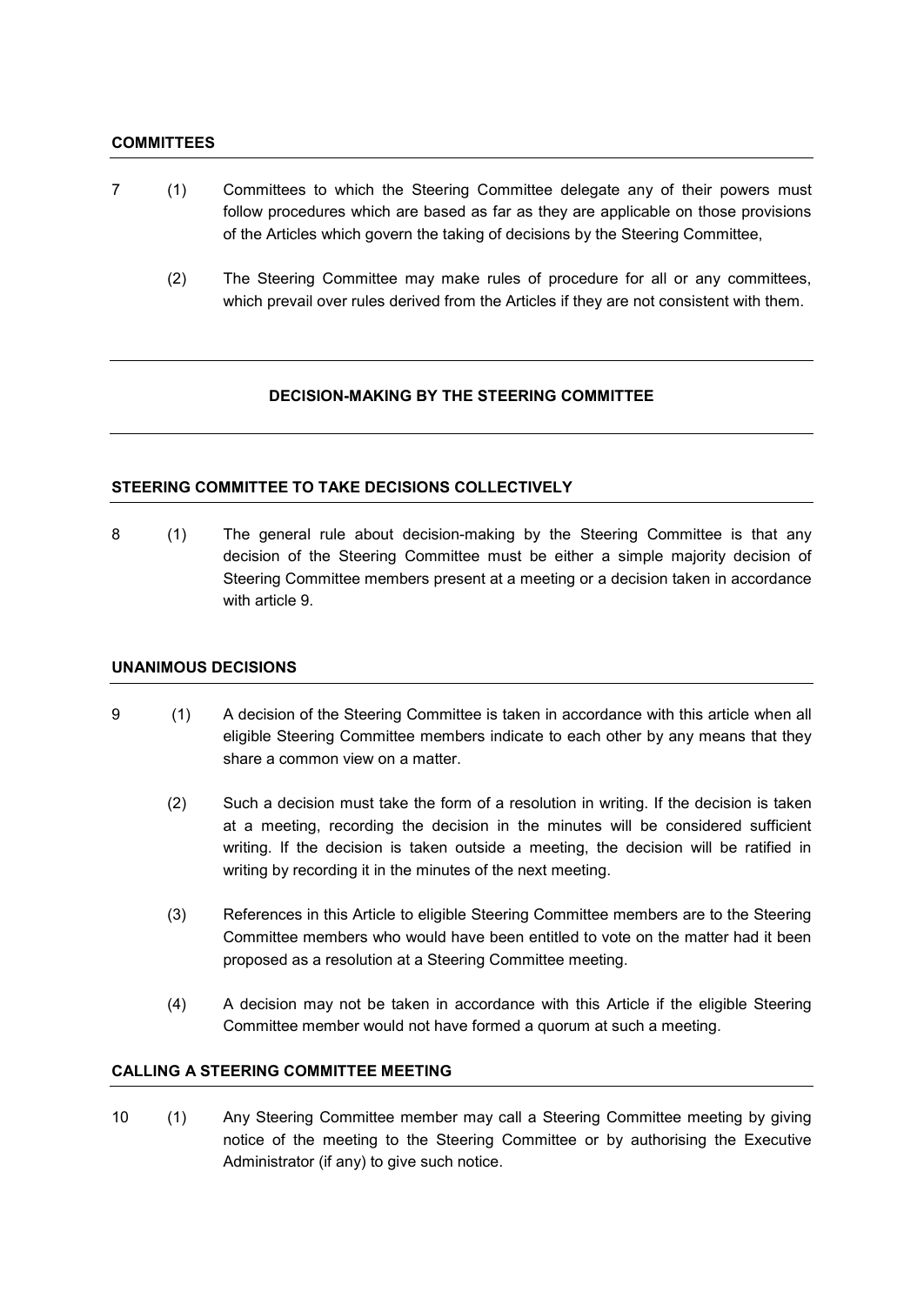**COMMITTEES**

7 (1) Committees to which the Steering Committee delegate any of their powers must follow procedures which are based as far as they are applicable on those provisions of the Articles which govern the taking of decisions by the Steering Committee,

(2) The Steering Committee may make rules of procedure for all or any committees, which prevail over rules derived from the Articles if they are not consistent with them.

## DECISION-MAKING BY THE STEERING COMMITTEE

**STEERING COMMITTEE TO TAKE DECISIONS COLLECTIVELY**

8 (1) The general rule about decision-making by the Steering Committee is that any decision of the Steering Committee must be either a simple majority decision of Steering Committee members present at a meeting or a decision taken in accordance with article 9.

**UNANIMOUS DECISIONS**

9 (1) A decision of the Steering Committee is taken in accordance with this article when all eligible Steering Committee members indicate to each other by any means that they share a common view on a matter.

(2) Such a decision must take the form of a resolution in writing. If the decision is taken at a meeting, recording the decision in the minutes will be considered sufficient writing. If the decision is taken outside a meeting, the decision will be ratified in writing by recording it in the minutes of the next meeting.

(3) References in this Article to eligible Steering Committee members are to the Steering Committee members who would have been entitled to vote on the matter had it been proposed as a resolution at a Steering Committee meeting.

(4) A decision may not be taken in accordance with this Article if the eligible Steering Committee member would not have formed a quorum at such a meeting.

**CALLING A STEERING COMMITTEE MEETING**

10 (1) Any Steering Committee member may call a Steering Committee meeting by giving notice of the meeting to the Steering Committee or by authorising the Executive Administrator (if any) to give such notice.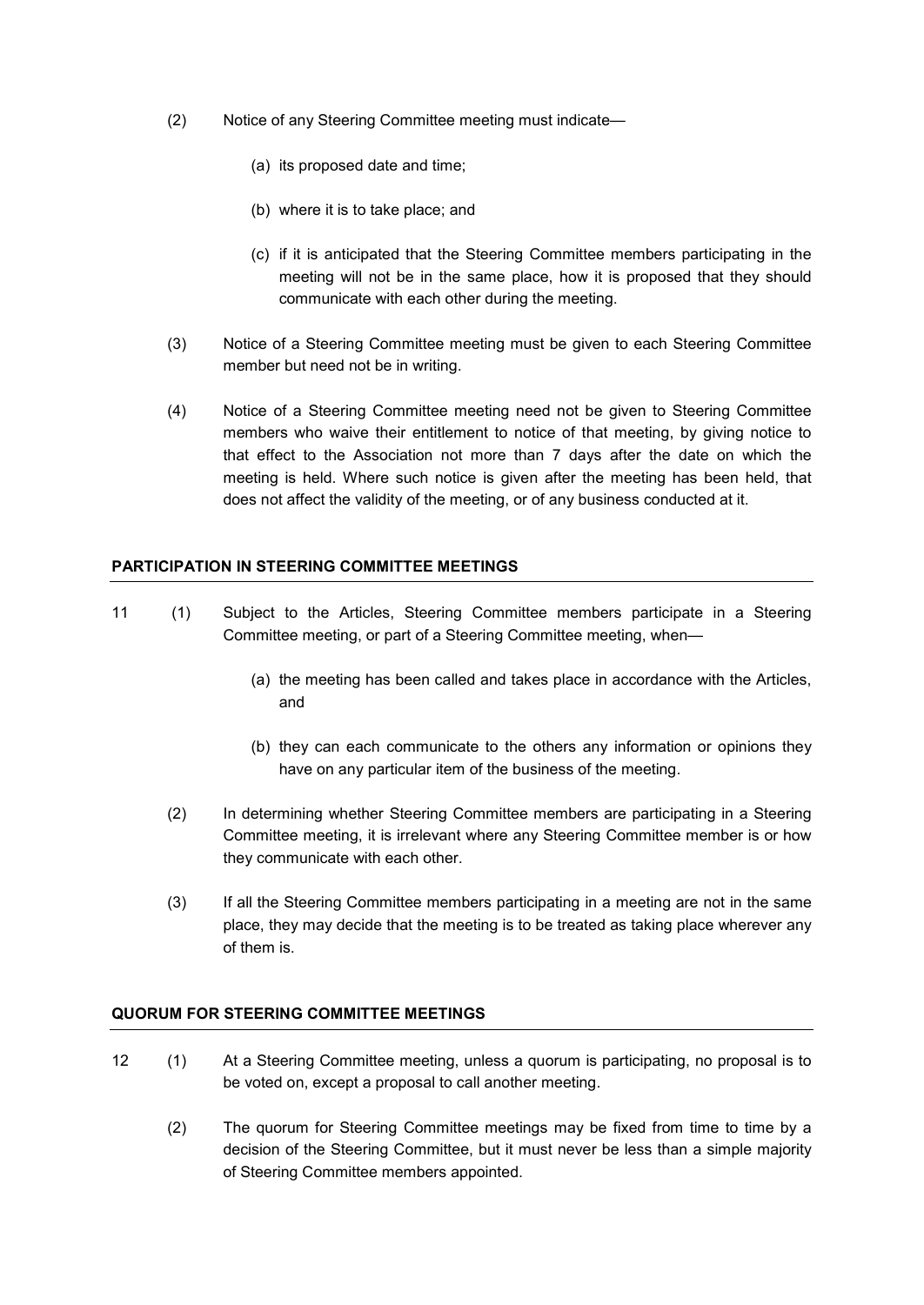(2) Notice of any Steering Committee meeting must indicate—

(a) its proposed date and time;

(b) where it is to take place; and

(c) if it is anticipated that the Steering Committee members participating in the meeting will not be in the same place, how it is proposed that they should communicate with each other during the meeting.

(3) Notice of a Steering Committee meeting must be given to each Steering Committee member but need not be in writing.

(4) Notice of a Steering Committee meeting need not be given to Steering Committee members who waive their entitlement to notice of that meeting, by giving notice to that effect to the Association not more than 7 days after the date on which the meeting is held. Where such notice is given after the meeting has been held, that does not affect the validity of the meeting, or of any business conducted at it.

## PARTICIPATION IN STEERING COMMITTEE MEETINGS

11 (1) Subject to the Articles, Steering Committee members participate in a Steering Committee meeting, or part of a Steering Committee meeting, when—

(a) the meeting has been called and takes place in accordance with the Articles, and

(b) they can each communicate to the others any information or opinions they have on any particular item of the business of the meeting.

(2) In determining whether Steering Committee members are participating in a Steering Committee meeting, it is irrelevant where any Steering Committee member is or how they communicate with each other.

(3) If all the Steering Committee members participating in a meeting are not in the same place, they may decide that the meeting is to be treated as taking place wherever any of them is.

## QUORUM FOR STEERING COMMITTEE MEETINGS

12 (1) At a Steering Committee meeting, unless a quorum is participating, no proposal is to be voted on, except a proposal to call another meeting.

(2) The quorum for Steering Committee meetings may be fixed from time to time by a decision of the Steering Committee, but it must never be less than a simple majority of Steering Committee members appointed.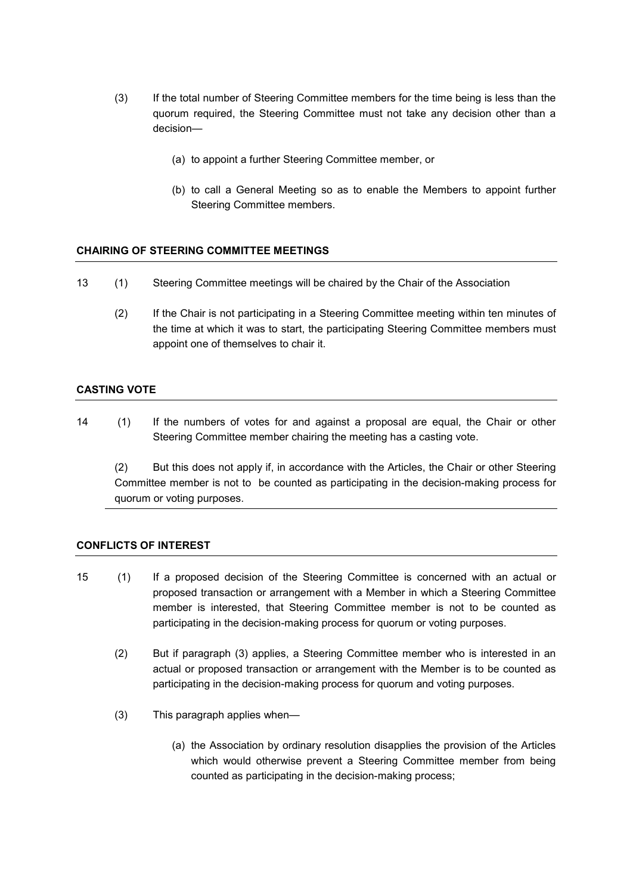(3) If the total number of Steering Committee members for the time being is less than the quorum required, the Steering Committee must not take any decision other than a decision—

(a) to appoint a further Steering Committee member, or

(b) to call a General Meeting so as to enable the Members to appoint further Steering Committee members.

**CHAIRING OF STEERING COMMITTEE MEETINGS**

13 (1) Steering Committee meetings will be chaired by the Chair of the Association

(2) If the Chair is not participating in a Steering Committee meeting within ten minutes of the time at which it was to start, the participating Steering Committee members must appoint one of themselves to chair it.

**CASTING VOTE**

14 (1) If the numbers of votes for and against a proposal are equal, the Chair or other Steering Committee member chairing the meeting has a casting vote.

(2) But this does not apply if, in accordance with the Articles, the Chair or other Steering Committee member is not to be counted as participating in the decision-making process for quorum or voting purposes.

**CONFLICTS OF INTEREST**

15 (1) If a proposed decision of the Steering Committee is concerned with an actual or proposed transaction or arrangement with a Member in which a Steering Committee member is interested, that Steering Committee member is not to be counted as participating in the decision-making process for quorum or voting purposes.

(2) But if paragraph (3) applies, a Steering Committee member who is interested in an actual or proposed transaction or arrangement with the Member is to be counted as participating in the decision-making process for quorum and voting purposes.

(3) This paragraph applies when—

(a) the Association by ordinary resolution disapplies the provision of the Articles which would otherwise prevent a Steering Committee member from being counted as participating in the decision-making process;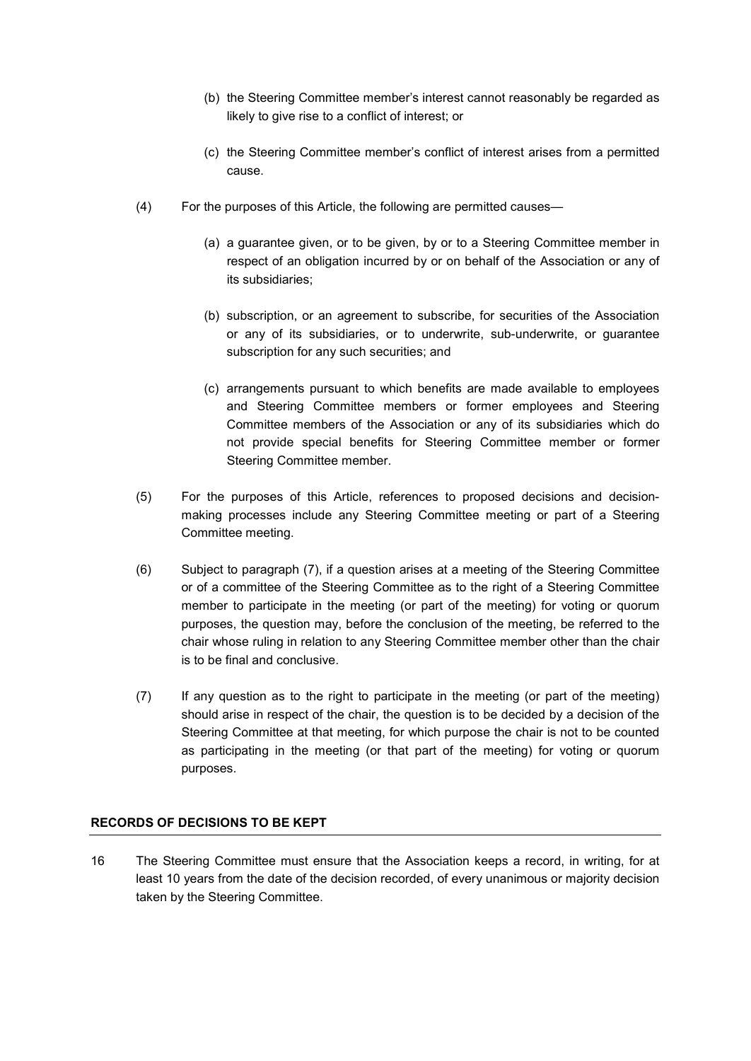(b) the Steering Committee member's interest cannot reasonably be regarded as likely to give rise to a conflict of interest; or

(c) the Steering Committee member's conflict of interest arises from a permitted cause.

(4) For the purposes of this Article, the following are permitted causes—

(a) a guarantee given, or to be given, by or to a Steering Committee member in respect of an obligation incurred by or on behalf of the Association or any of its subsidiaries;

(b) subscription, or an agreement to subscribe, for securities of the Association or any of its subsidiaries, or to underwrite, sub-underwrite, or guarantee subscription for any such securities; and

(c) arrangements pursuant to which benefits are made available to employees and Steering Committee members or former employees and Steering Committee members of the Association or any of its subsidiaries which do not provide special benefits for Steering Committee member or former Steering Committee member.

(5) For the purposes of this Article, references to proposed decisions and decision-making processes include any Steering Committee meeting or part of a Steering Committee meeting.

(6) Subject to paragraph (7), if a question arises at a meeting of the Steering Committee or of a committee of the Steering Committee as to the right of a Steering Committee member to participate in the meeting (or part of the meeting) for voting or quorum purposes, the question may, before the conclusion of the meeting, be referred to the chair whose ruling in relation to any Steering Committee member other than the chair is to be final and conclusive.

(7) If any question as to the right to participate in the meeting (or part of the meeting) should arise in respect of the chair, the question is to be decided by a decision of the Steering Committee at that meeting, for which purpose the chair is not to be counted as participating in the meeting (or that part of the meeting) for voting or quorum purposes.

## RECORDS OF DECISIONS TO BE KEPT

16 The Steering Committee must ensure that the Association keeps a record, in writing, for at least 10 years from the date of the decision recorded, of every unanimous or majority decision taken by the Steering Committee.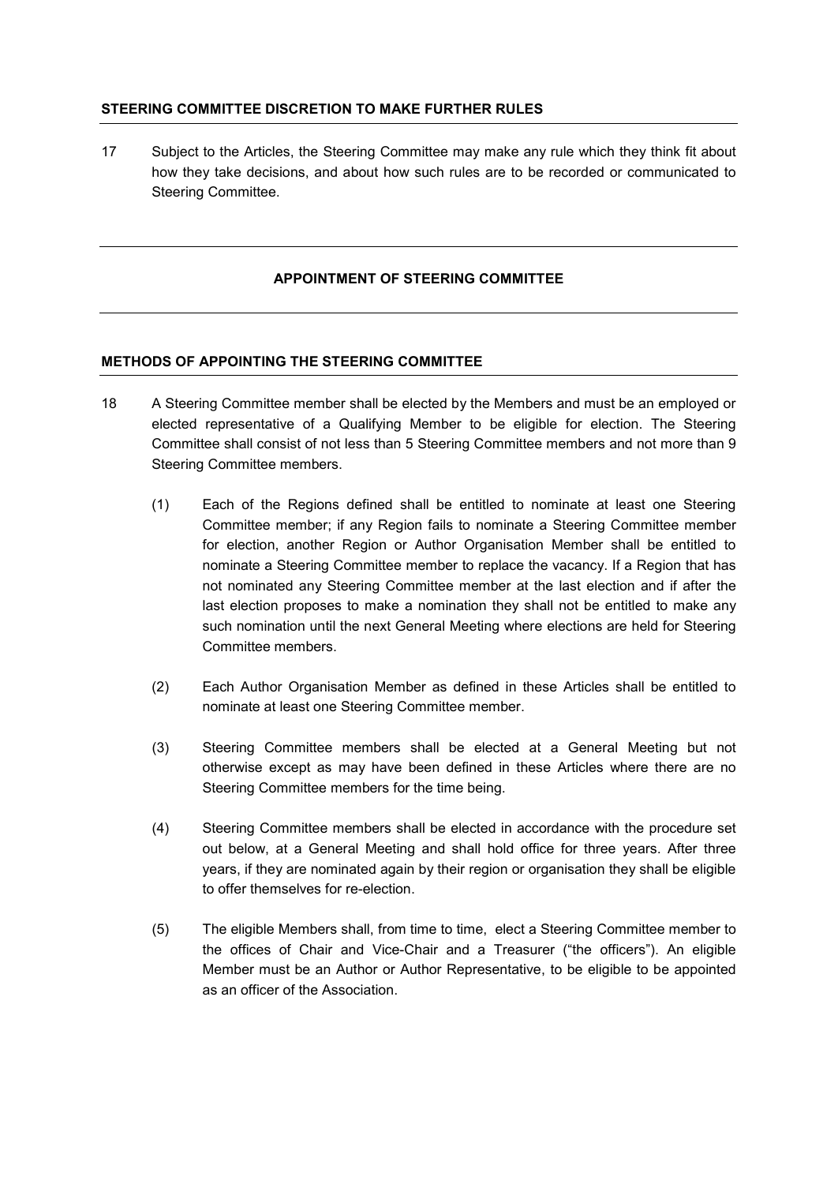### STEERING COMMITTEE DISCRETION TO MAKE FURTHER RULES

17 Subject to the Articles, the Steering Committee may make any rule which they think fit about how they take decisions, and about how such rules are to be recorded or communicated to Steering Committee.

## APPOINTMENT OF STEERING COMMITTEE

### METHODS OF APPOINTING THE STEERING COMMITTEE

18 A Steering Committee member shall be elected by the Members and must be an employed or elected representative of a Qualifying Member to be eligible for election. The Steering Committee shall consist of not less than 5 Steering Committee members and not more than 9 Steering Committee members.

(1) Each of the Regions defined shall be entitled to nominate at least one Steering Committee member; if any Region fails to nominate a Steering Committee member for election, another Region or Author Organisation Member shall be entitled to nominate a Steering Committee member to replace the vacancy. If a Region that has not nominated any Steering Committee member at the last election and if after the last election proposes to make a nomination they shall not be entitled to make any such nomination until the next General Meeting where elections are held for Steering Committee members.

(2) Each Author Organisation Member as defined in these Articles shall be entitled to nominate at least one Steering Committee member.

(3) Steering Committee members shall be elected at a General Meeting but not otherwise except as may have been defined in these Articles where there are no Steering Committee members for the time being.

(4) Steering Committee members shall be elected in accordance with the procedure set out below, at a General Meeting and shall hold office for three years. After three years, if they are nominated again by their region or organisation they shall be eligible to offer themselves for re-election.

(5) The eligible Members shall, from time to time, elect a Steering Committee member to the offices of Chair and Vice-Chair and a Treasurer ("the officers"). An eligible Member must be an Author or Author Representative, to be eligible to be appointed as an officer of the Association.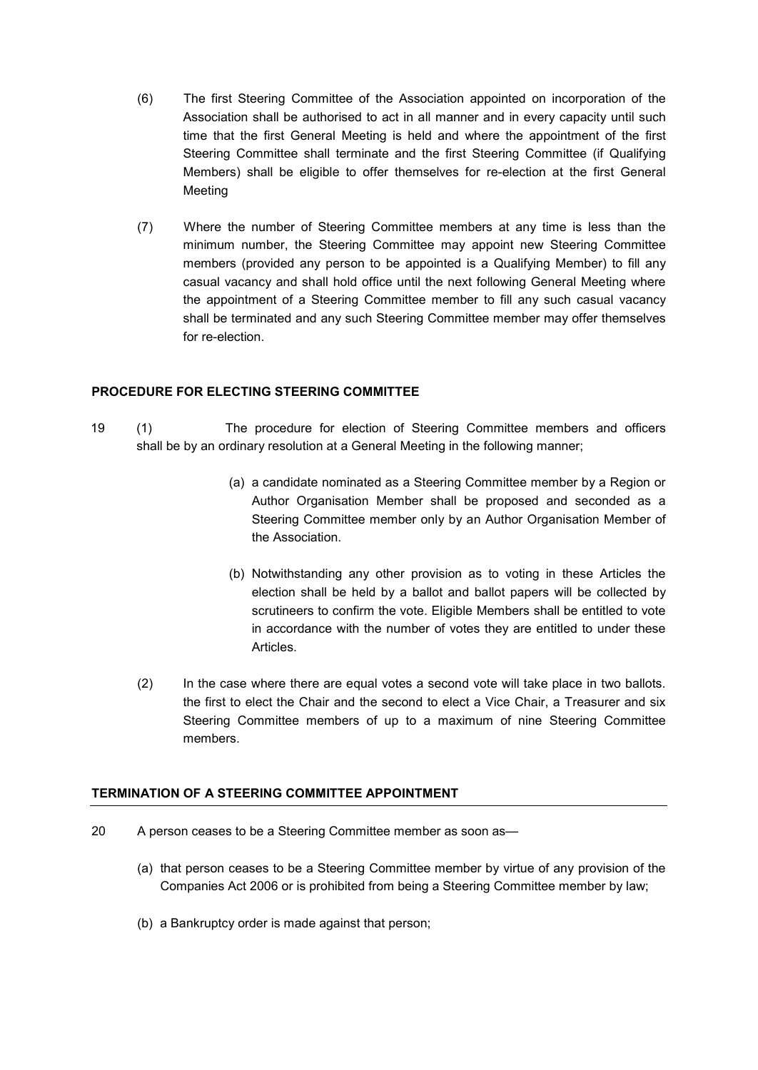(6) The first Steering Committee of the Association appointed on incorporation of the Association shall be authorised to act in all manner and in every capacity until such time that the first General Meeting is held and where the appointment of the first Steering Committee shall terminate and the first Steering Committee (if Qualifying Members) shall be eligible to offer themselves for re-election at the first General Meeting

(7) Where the number of Steering Committee members at any time is less than the minimum number, the Steering Committee may appoint new Steering Committee members (provided any person to be appointed is a Qualifying Member) to fill any casual vacancy and shall hold office until the next following General Meeting where the appointment of a Steering Committee member to fill any such casual vacancy shall be terminated and any such Steering Committee member may offer themselves for re-election.

**PROCEDURE FOR ELECTING STEERING COMMITTEE**

19 (1) The procedure for election of Steering Committee members and officers shall be by an ordinary resolution at a General Meeting in the following manner;

(a) a candidate nominated as a Steering Committee member by a Region or Author Organisation Member shall be proposed and seconded as a Steering Committee member only by an Author Organisation Member of the Association.

(b) Notwithstanding any other provision as to voting in these Articles the election shall be held by a ballot and ballot papers will be collected by scrutineers to confirm the vote. Eligible Members shall be entitled to vote in accordance with the number of votes they are entitled to under these Articles.

(2) In the case where there are equal votes a second vote will take place in two ballots. the first to elect the Chair and the second to elect a Vice Chair, a Treasurer and six Steering Committee members of up to a maximum of nine Steering Committee members.

**TERMINATION OF A STEERING COMMITTEE APPOINTMENT**

20 A person ceases to be a Steering Committee member as soon as—

(a) that person ceases to be a Steering Committee member by virtue of any provision of the Companies Act 2006 or is prohibited from being a Steering Committee member by law;

(b) a Bankruptcy order is made against that person;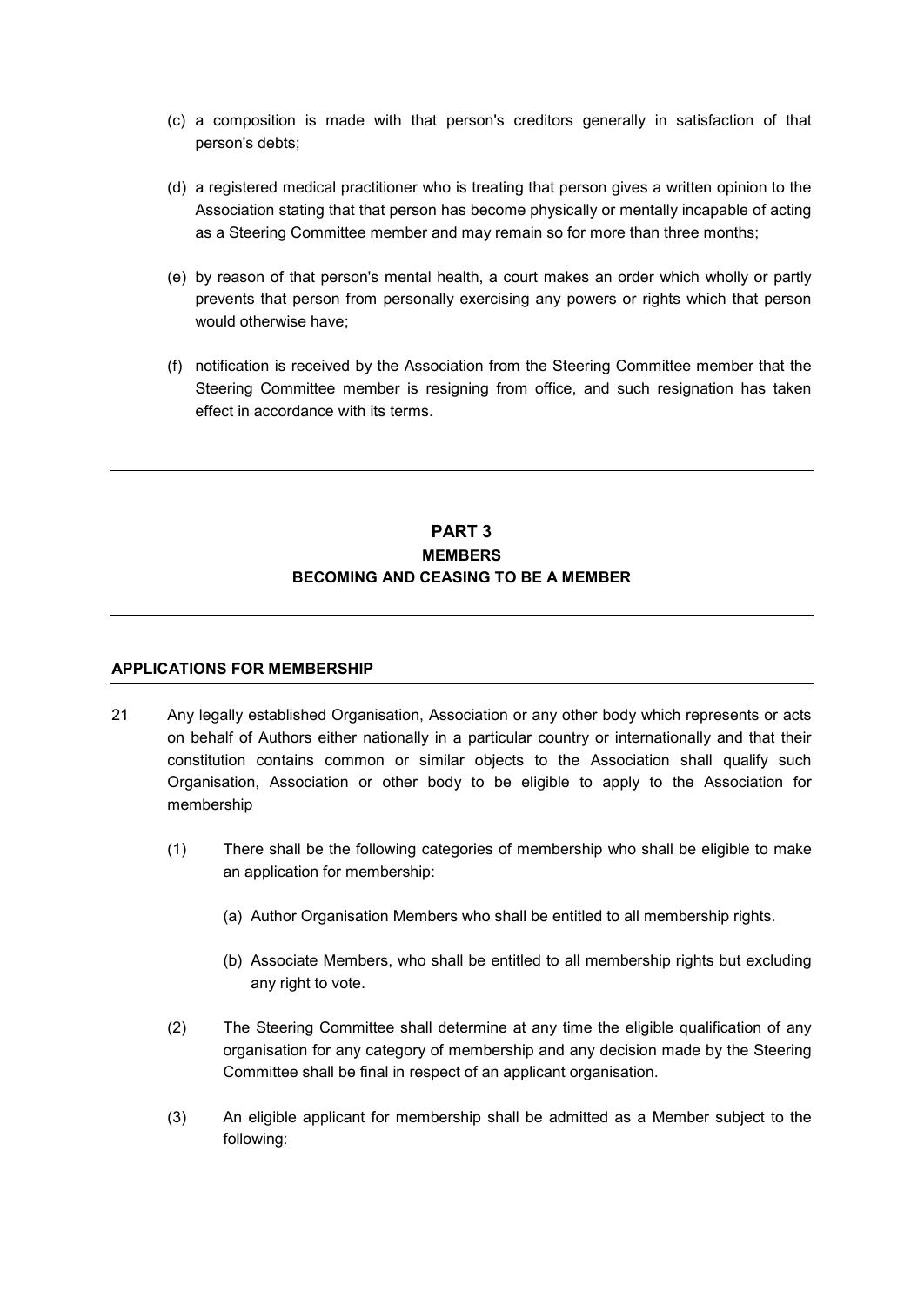(c) a composition is made with that person's creditors generally in satisfaction of that person's debts;

(d) a registered medical practitioner who is treating that person gives a written opinion to the Association stating that that person has become physically or mentally incapable of acting as a Steering Committee member and may remain so for more than three months;

(e) by reason of that person's mental health, a court makes an order which wholly or partly prevents that person from personally exercising any powers or rights which that person would otherwise have;

(f) notification is received by the Association from the Steering Committee member that the Steering Committee member is resigning from office, and such resignation has taken effect in accordance with its terms.

---

## PART 3
## MEMBERS
## BECOMING AND CEASING TO BE A MEMBER

---

### APPLICATIONS FOR MEMBERSHIP

21 Any legally established Organisation, Association or any other body which represents or acts on behalf of Authors either nationally in a particular country or internationally and that their constitution contains common or similar objects to the Association shall qualify such Organisation, Association or other body to be eligible to apply to the Association for membership

(1) There shall be the following categories of membership who shall be eligible to make an application for membership:

(a) Author Organisation Members who shall be entitled to all membership rights.

(b) Associate Members, who shall be entitled to all membership rights but excluding any right to vote.

(2) The Steering Committee shall determine at any time the eligible qualification of any organisation for any category of membership and any decision made by the Steering Committee shall be final in respect of an applicant organisation.

(3) An eligible applicant for membership shall be admitted as a Member subject to the following: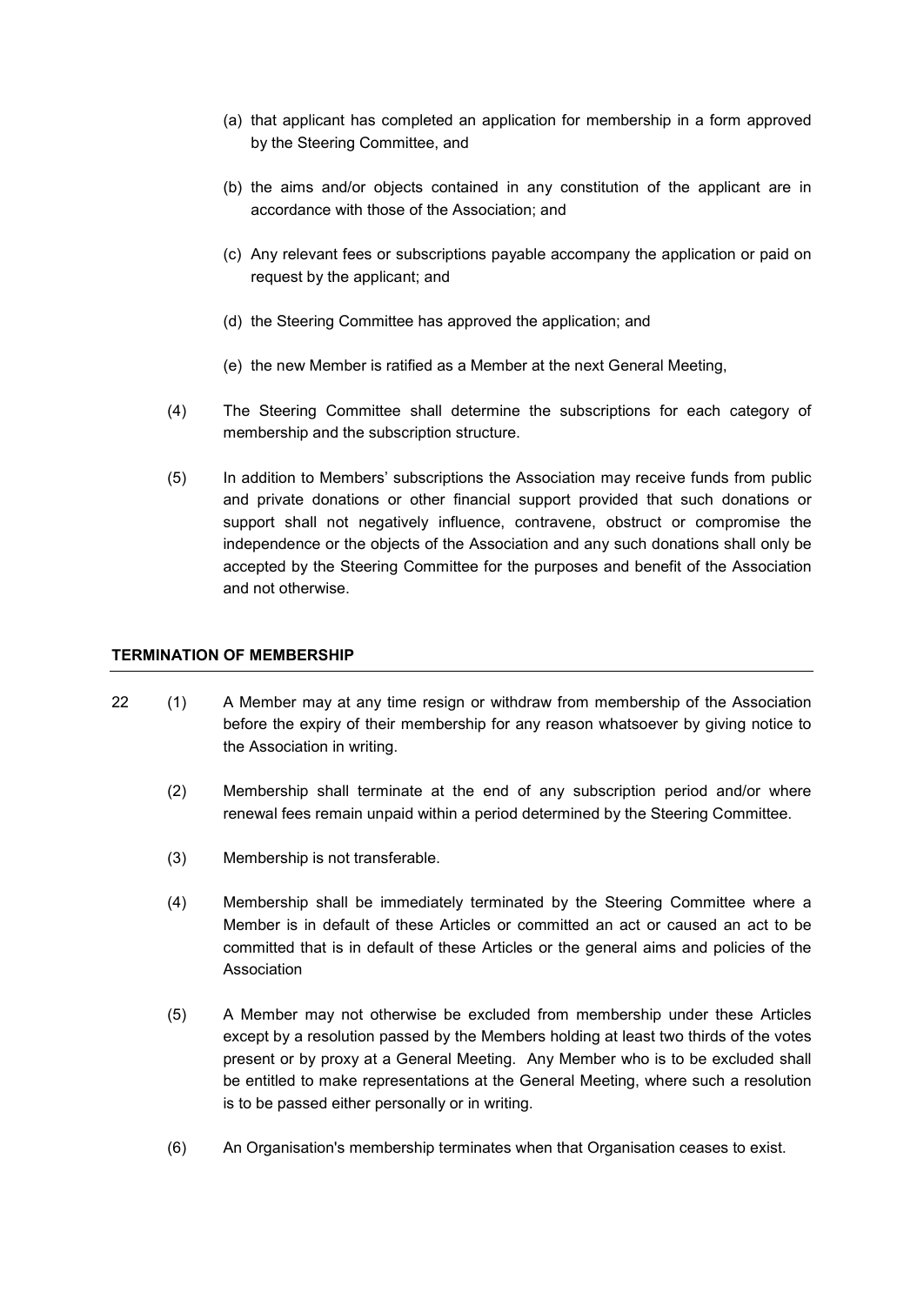(a) that applicant has completed an application for membership in a form approved by the Steering Committee, and

(b) the aims and/or objects contained in any constitution of the applicant are in accordance with those of the Association; and

(c) Any relevant fees or subscriptions payable accompany the application or paid on request by the applicant; and

(d) the Steering Committee has approved the application; and

(e) the new Member is ratified as a Member at the next General Meeting,

(4) The Steering Committee shall determine the subscriptions for each category of membership and the subscription structure.

(5) In addition to Members' subscriptions the Association may receive funds from public and private donations or other financial support provided that such donations or support shall not negatively influence, contravene, obstruct or compromise the independence or the objects of the Association and any such donations shall only be accepted by the Steering Committee for the purposes and benefit of the Association and not otherwise.

**TERMINATION OF MEMBERSHIP**

22 (1) A Member may at any time resign or withdraw from membership of the Association before the expiry of their membership for any reason whatsoever by giving notice to the Association in writing.

(2) Membership shall terminate at the end of any subscription period and/or where renewal fees remain unpaid within a period determined by the Steering Committee.

(3) Membership is not transferable.

(4) Membership shall be immediately terminated by the Steering Committee where a Member is in default of these Articles or committed an act or caused an act to be committed that is in default of these Articles or the general aims and policies of the Association

(5) A Member may not otherwise be excluded from membership under these Articles except by a resolution passed by the Members holding at least two thirds of the votes present or by proxy at a General Meeting. Any Member who is to be excluded shall be entitled to make representations at the General Meeting, where such a resolution is to be passed either personally or in writing.

(6) An Organisation's membership terminates when that Organisation ceases to exist.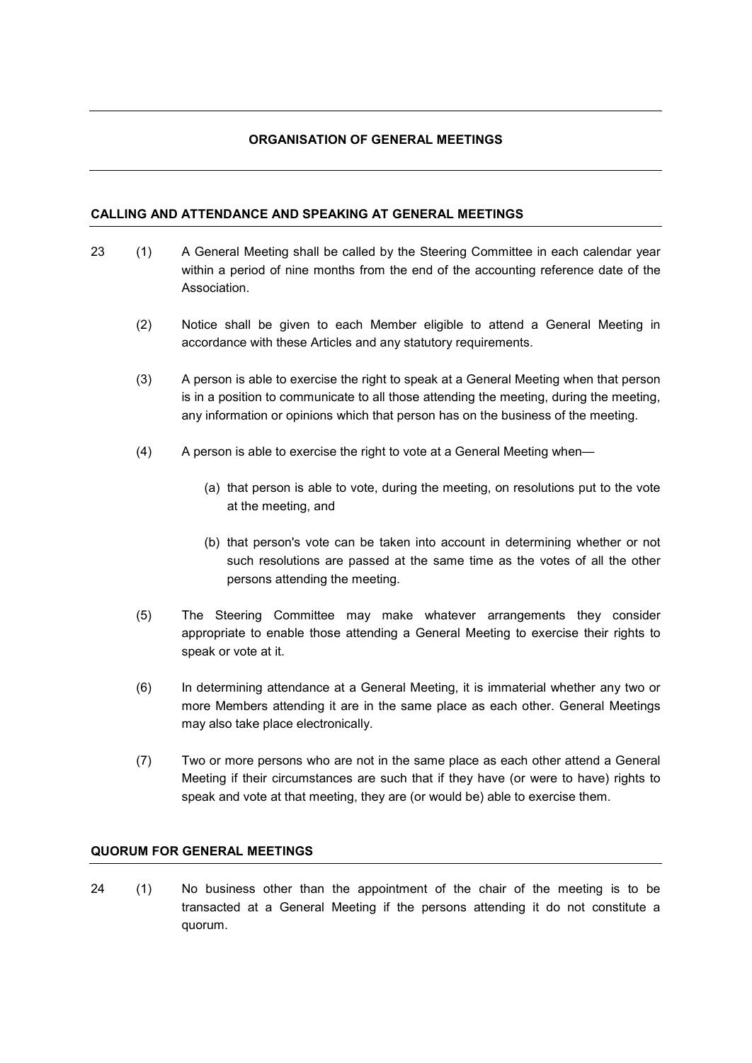## ORGANISATION OF GENERAL MEETINGS

### CALLING AND ATTENDANCE AND SPEAKING AT GENERAL MEETINGS

23 (1) A General Meeting shall be called by the Steering Committee in each calendar year within a period of nine months from the end of the accounting reference date of the Association.

(2) Notice shall be given to each Member eligible to attend a General Meeting in accordance with these Articles and any statutory requirements.

(3) A person is able to exercise the right to speak at a General Meeting when that person is in a position to communicate to all those attending the meeting, during the meeting, any information or opinions which that person has on the business of the meeting.

(4) A person is able to exercise the right to vote at a General Meeting when—

(a) that person is able to vote, during the meeting, on resolutions put to the vote at the meeting, and

(b) that person's vote can be taken into account in determining whether or not such resolutions are passed at the same time as the votes of all the other persons attending the meeting.

(5) The Steering Committee may make whatever arrangements they consider appropriate to enable those attending a General Meeting to exercise their rights to speak or vote at it.

(6) In determining attendance at a General Meeting, it is immaterial whether any two or more Members attending it are in the same place as each other. General Meetings may also take place electronically.

(7) Two or more persons who are not in the same place as each other attend a General Meeting if their circumstances are such that if they have (or were to have) rights to speak and vote at that meeting, they are (or would be) able to exercise them.

### QUORUM FOR GENERAL MEETINGS

24 (1) No business other than the appointment of the chair of the meeting is to be transacted at a General Meeting if the persons attending it do not constitute a quorum.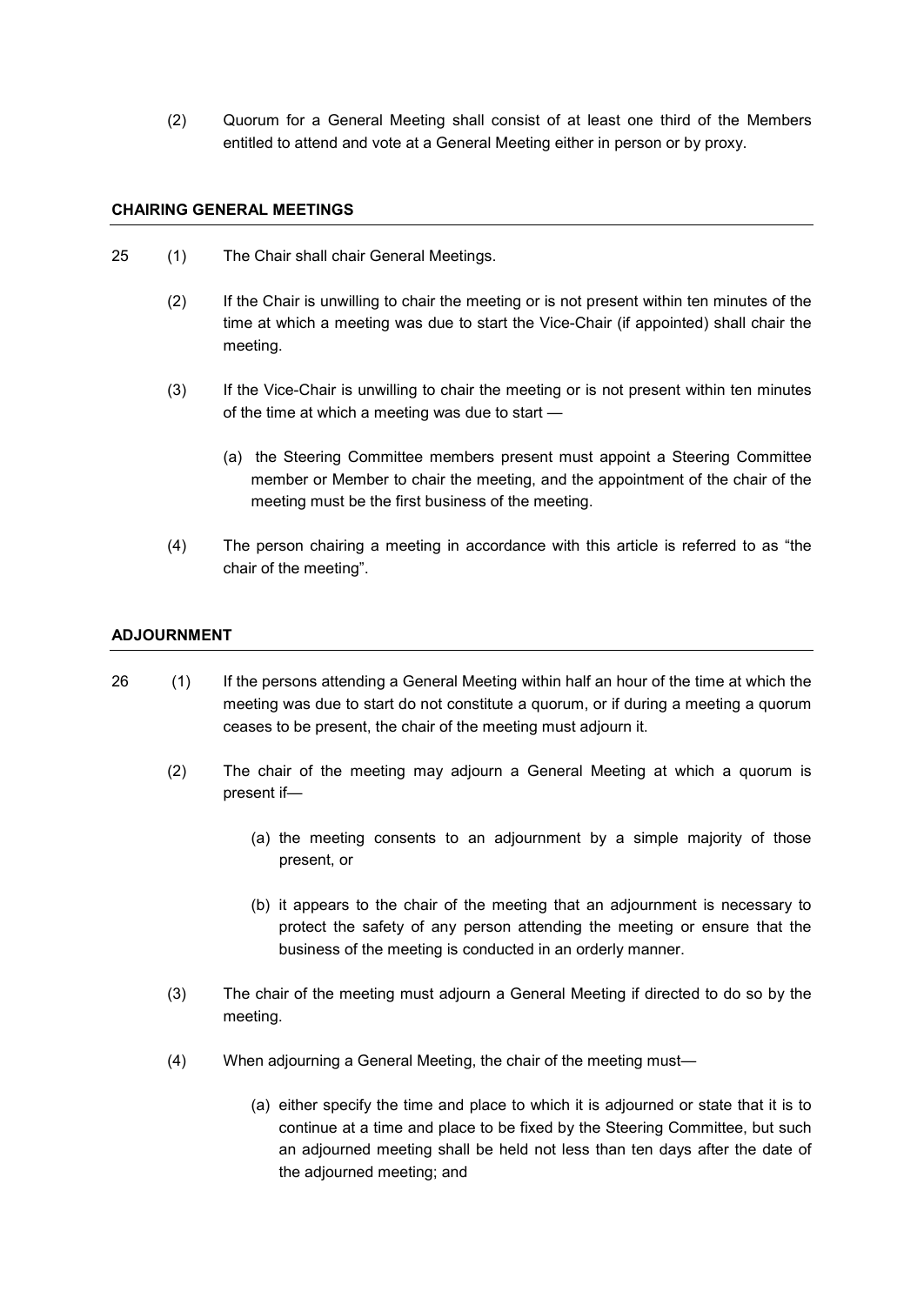(2) Quorum for a General Meeting shall consist of at least one third of the Members entitled to attend and vote at a General Meeting either in person or by proxy.

**CHAIRING GENERAL MEETINGS**

25 (1) The Chair shall chair General Meetings.

(2) If the Chair is unwilling to chair the meeting or is not present within ten minutes of the time at which a meeting was due to start the Vice-Chair (if appointed) shall chair the meeting.

(3) If the Vice-Chair is unwilling to chair the meeting or is not present within ten minutes of the time at which a meeting was due to start —

(a) the Steering Committee members present must appoint a Steering Committee member or Member to chair the meeting, and the appointment of the chair of the meeting must be the first business of the meeting.

(4) The person chairing a meeting in accordance with this article is referred to as "the chair of the meeting".

**ADJOURNMENT**

26 (1) If the persons attending a General Meeting within half an hour of the time at which the meeting was due to start do not constitute a quorum, or if during a meeting a quorum ceases to be present, the chair of the meeting must adjourn it.

(2) The chair of the meeting may adjourn a General Meeting at which a quorum is present if—

(a) the meeting consents to an adjournment by a simple majority of those present, or

(b) it appears to the chair of the meeting that an adjournment is necessary to protect the safety of any person attending the meeting or ensure that the business of the meeting is conducted in an orderly manner.

(3) The chair of the meeting must adjourn a General Meeting if directed to do so by the meeting.

(4) When adjourning a General Meeting, the chair of the meeting must—

(a) either specify the time and place to which it is adjourned or state that it is to continue at a time and place to be fixed by the Steering Committee, but such an adjourned meeting shall be held not less than ten days after the date of the adjourned meeting; and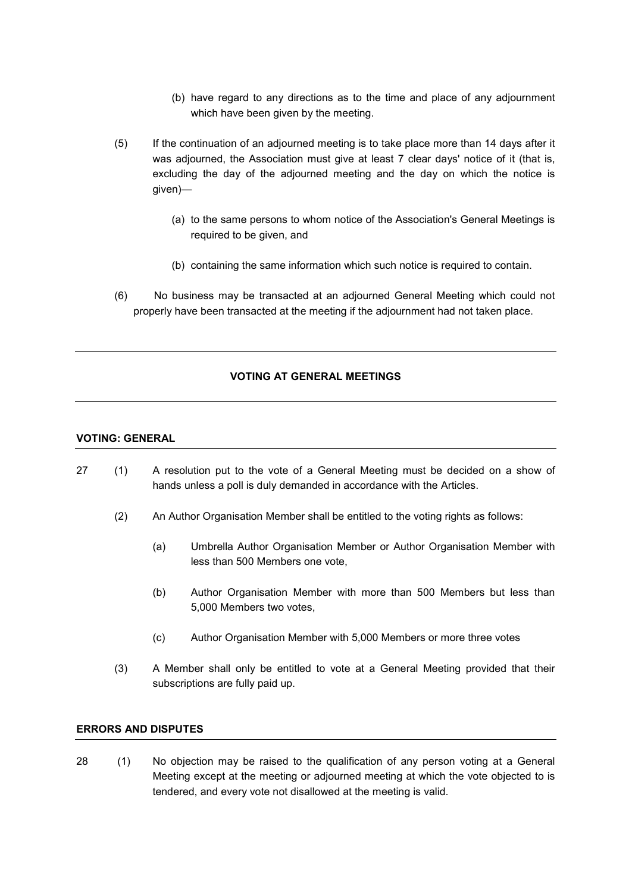(b) have regard to any directions as to the time and place of any adjournment which have been given by the meeting.

(5) If the continuation of an adjourned meeting is to take place more than 14 days after it was adjourned, the Association must give at least 7 clear days' notice of it (that is, excluding the day of the adjourned meeting and the day on which the notice is given)—

(a) to the same persons to whom notice of the Association's General Meetings is required to be given, and

(b) containing the same information which such notice is required to contain.

(6) No business may be transacted at an adjourned General Meeting which could not properly have been transacted at the meeting if the adjournment had not taken place.

---

## VOTING AT GENERAL MEETINGS

---

### VOTING: GENERAL

27 (1) A resolution put to the vote of a General Meeting must be decided on a show of hands unless a poll is duly demanded in accordance with the Articles.

(2) An Author Organisation Member shall be entitled to the voting rights as follows:

(a) Umbrella Author Organisation Member or Author Organisation Member with less than 500 Members one vote,

(b) Author Organisation Member with more than 500 Members but less than 5,000 Members two votes,

(c) Author Organisation Member with 5,000 Members or more three votes

(3) A Member shall only be entitled to vote at a General Meeting provided that their subscriptions are fully paid up.

### ERRORS AND DISPUTES

28 (1) No objection may be raised to the qualification of any person voting at a General Meeting except at the meeting or adjourned meeting at which the vote objected to is tendered, and every vote not disallowed at the meeting is valid.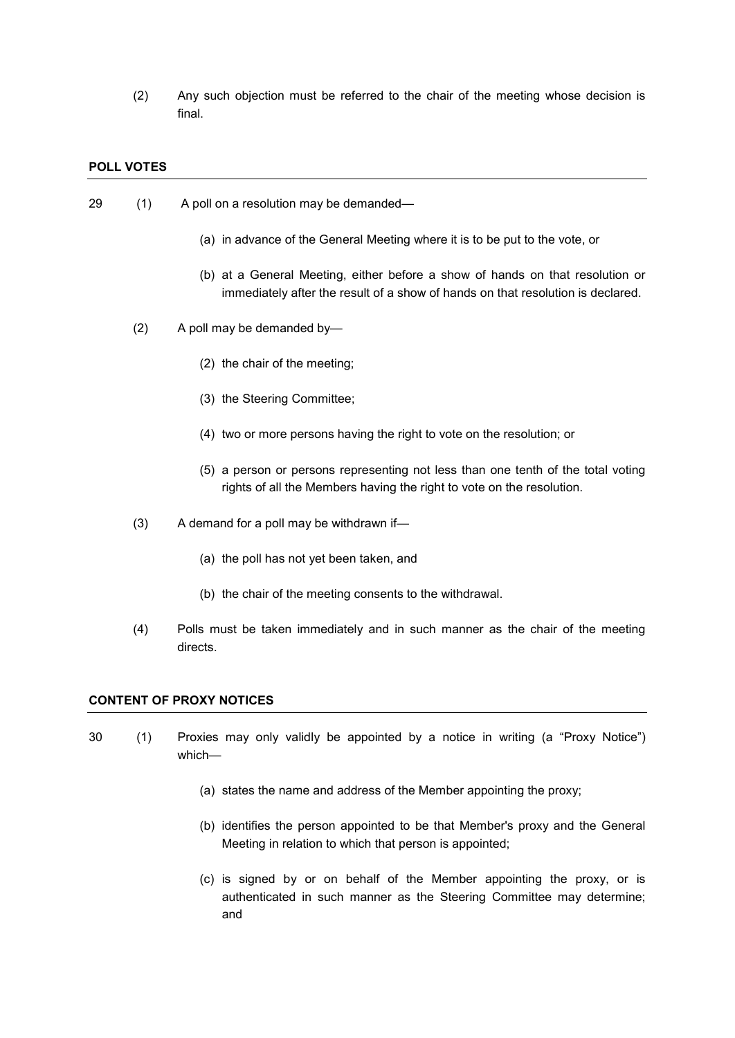(2) Any such objection must be referred to the chair of the meeting whose decision is final.

**POLL VOTES**

29 (1) A poll on a resolution may be demanded—

(a) in advance of the General Meeting where it is to be put to the vote, or

(b) at a General Meeting, either before a show of hands on that resolution or immediately after the result of a show of hands on that resolution is declared.

(2) A poll may be demanded by—

(2) the chair of the meeting;

(3) the Steering Committee;

(4) two or more persons having the right to vote on the resolution; or

(5) a person or persons representing not less than one tenth of the total voting rights of all the Members having the right to vote on the resolution.

(3) A demand for a poll may be withdrawn if—

(a) the poll has not yet been taken, and

(b) the chair of the meeting consents to the withdrawal.

(4) Polls must be taken immediately and in such manner as the chair of the meeting directs.

**CONTENT OF PROXY NOTICES**

30 (1) Proxies may only validly be appointed by a notice in writing (a "Proxy Notice") which—

(a) states the name and address of the Member appointing the proxy;

(b) identifies the person appointed to be that Member's proxy and the General Meeting in relation to which that person is appointed;

(c) is signed by or on behalf of the Member appointing the proxy, or is authenticated in such manner as the Steering Committee may determine; and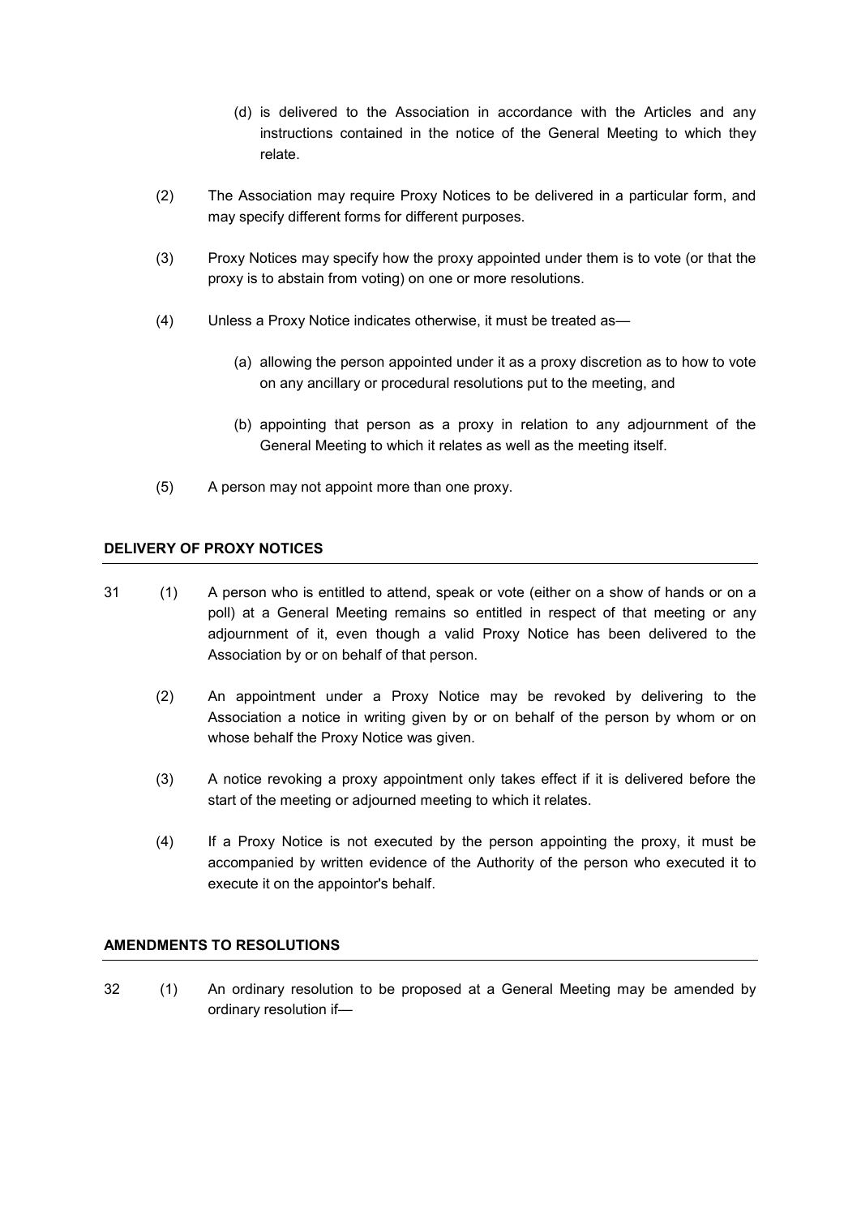(d) is delivered to the Association in accordance with the Articles and any instructions contained in the notice of the General Meeting to which they relate.

(2) The Association may require Proxy Notices to be delivered in a particular form, and may specify different forms for different purposes.

(3) Proxy Notices may specify how the proxy appointed under them is to vote (or that the proxy is to abstain from voting) on one or more resolutions.

(4) Unless a Proxy Notice indicates otherwise, it must be treated as—

(a) allowing the person appointed under it as a proxy discretion as to how to vote on any ancillary or procedural resolutions put to the meeting, and

(b) appointing that person as a proxy in relation to any adjournment of the General Meeting to which it relates as well as the meeting itself.

(5) A person may not appoint more than one proxy.

**DELIVERY OF PROXY NOTICES**

31 (1) A person who is entitled to attend, speak or vote (either on a show of hands or on a poll) at a General Meeting remains so entitled in respect of that meeting or any adjournment of it, even though a valid Proxy Notice has been delivered to the Association by or on behalf of that person.

(2) An appointment under a Proxy Notice may be revoked by delivering to the Association a notice in writing given by or on behalf of the person by whom or on whose behalf the Proxy Notice was given.

(3) A notice revoking a proxy appointment only takes effect if it is delivered before the start of the meeting or adjourned meeting to which it relates.

(4) If a Proxy Notice is not executed by the person appointing the proxy, it must be accompanied by written evidence of the Authority of the person who executed it to execute it on the appointor's behalf.

**AMENDMENTS TO RESOLUTIONS**

32 (1) An ordinary resolution to be proposed at a General Meeting may be amended by ordinary resolution if—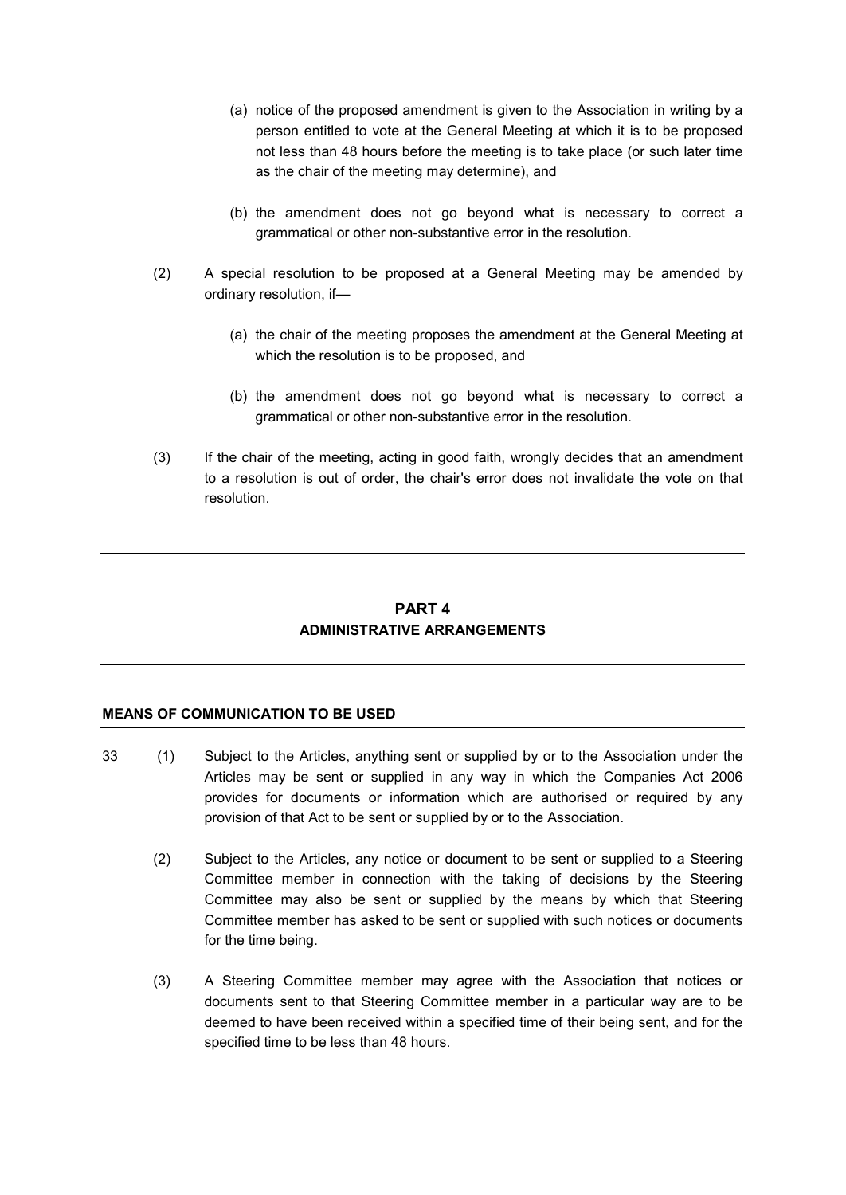(a) notice of the proposed amendment is given to the Association in writing by a person entitled to vote at the General Meeting at which it is to be proposed not less than 48 hours before the meeting is to take place (or such later time as the chair of the meeting may determine), and

(b) the amendment does not go beyond what is necessary to correct a grammatical or other non-substantive error in the resolution.

(2) A special resolution to be proposed at a General Meeting may be amended by ordinary resolution, if—

(a) the chair of the meeting proposes the amendment at the General Meeting at which the resolution is to be proposed, and

(b) the amendment does not go beyond what is necessary to correct a grammatical or other non-substantive error in the resolution.

(3) If the chair of the meeting, acting in good faith, wrongly decides that an amendment to a resolution is out of order, the chair's error does not invalidate the vote on that resolution.

---

## PART 4
## ADMINISTRATIVE ARRANGEMENTS

---

### MEANS OF COMMUNICATION TO BE USED

33 (1) Subject to the Articles, anything sent or supplied by or to the Association under the Articles may be sent or supplied in any way in which the Companies Act 2006 provides for documents or information which are authorised or required by any provision of that Act to be sent or supplied by or to the Association.

(2) Subject to the Articles, any notice or document to be sent or supplied to a Steering Committee member in connection with the taking of decisions by the Steering Committee may also be sent or supplied by the means by which that Steering Committee member has asked to be sent or supplied with such notices or documents for the time being.

(3) A Steering Committee member may agree with the Association that notices or documents sent to that Steering Committee member in a particular way are to be deemed to have been received within a specified time of their being sent, and for the specified time to be less than 48 hours.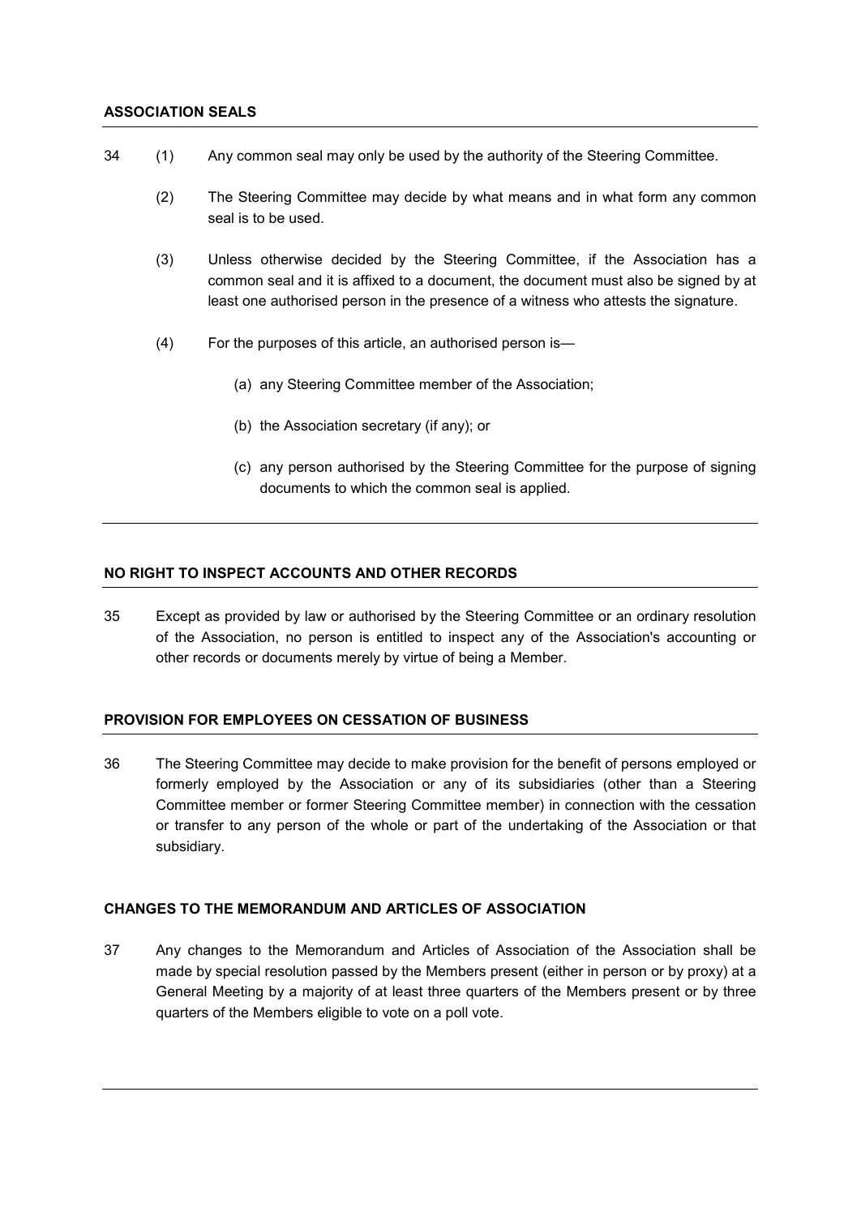**ASSOCIATION SEALS**

34 (1) Any common seal may only be used by the authority of the Steering Committee.

(2) The Steering Committee may decide by what means and in what form any common seal is to be used.

(3) Unless otherwise decided by the Steering Committee, if the Association has a common seal and it is affixed to a document, the document must also be signed by at least one authorised person in the presence of a witness who attests the signature.

(4) For the purposes of this article, an authorised person is—

(a) any Steering Committee member of the Association;

(b) the Association secretary (if any); or

(c) any person authorised by the Steering Committee for the purpose of signing documents to which the common seal is applied.

**NO RIGHT TO INSPECT ACCOUNTS AND OTHER RECORDS**

35 Except as provided by law or authorised by the Steering Committee or an ordinary resolution of the Association, no person is entitled to inspect any of the Association's accounting or other records or documents merely by virtue of being a Member.

**PROVISION FOR EMPLOYEES ON CESSATION OF BUSINESS**

36 The Steering Committee may decide to make provision for the benefit of persons employed or formerly employed by the Association or any of its subsidiaries (other than a Steering Committee member or former Steering Committee member) in connection with the cessation or transfer to any person of the whole or part of the undertaking of the Association or that subsidiary.

**CHANGES TO THE MEMORANDUM AND ARTICLES OF ASSOCIATION**

37 Any changes to the Memorandum and Articles of Association of the Association shall be made by special resolution passed by the Members present (either in person or by proxy) at a General Meeting by a majority of at least three quarters of the Members present or by three quarters of the Members eligible to vote on a poll vote.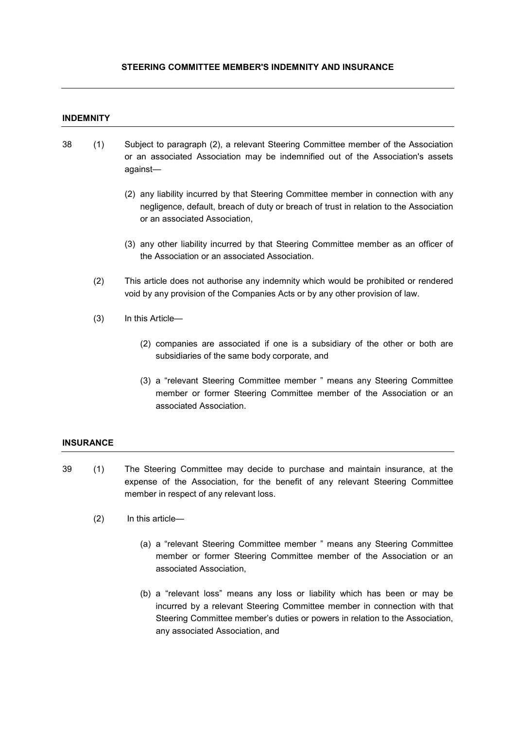## STEERING COMMITTEE MEMBER'S INDEMNITY AND INSURANCE

### INDEMNITY

38 (1) Subject to paragraph (2), a relevant Steering Committee member of the Association or an associated Association may be indemnified out of the Association's assets against—

(2) any liability incurred by that Steering Committee member in connection with any negligence, default, breach of duty or breach of trust in relation to the Association or an associated Association,

(3) any other liability incurred by that Steering Committee member as an officer of the Association or an associated Association.

(2) This article does not authorise any indemnity which would be prohibited or rendered void by any provision of the Companies Acts or by any other provision of law.

(3) In this Article—

(2) companies are associated if one is a subsidiary of the other or both are subsidiaries of the same body corporate, and

(3) a "relevant Steering Committee member " means any Steering Committee member or former Steering Committee member of the Association or an associated Association.

### INSURANCE

39 (1) The Steering Committee may decide to purchase and maintain insurance, at the expense of the Association, for the benefit of any relevant Steering Committee member in respect of any relevant loss.

(2) In this article—

(a) a "relevant Steering Committee member " means any Steering Committee member or former Steering Committee member of the Association or an associated Association,

(b) a "relevant loss" means any loss or liability which has been or may be incurred by a relevant Steering Committee member in connection with that Steering Committee member's duties or powers in relation to the Association, any associated Association, and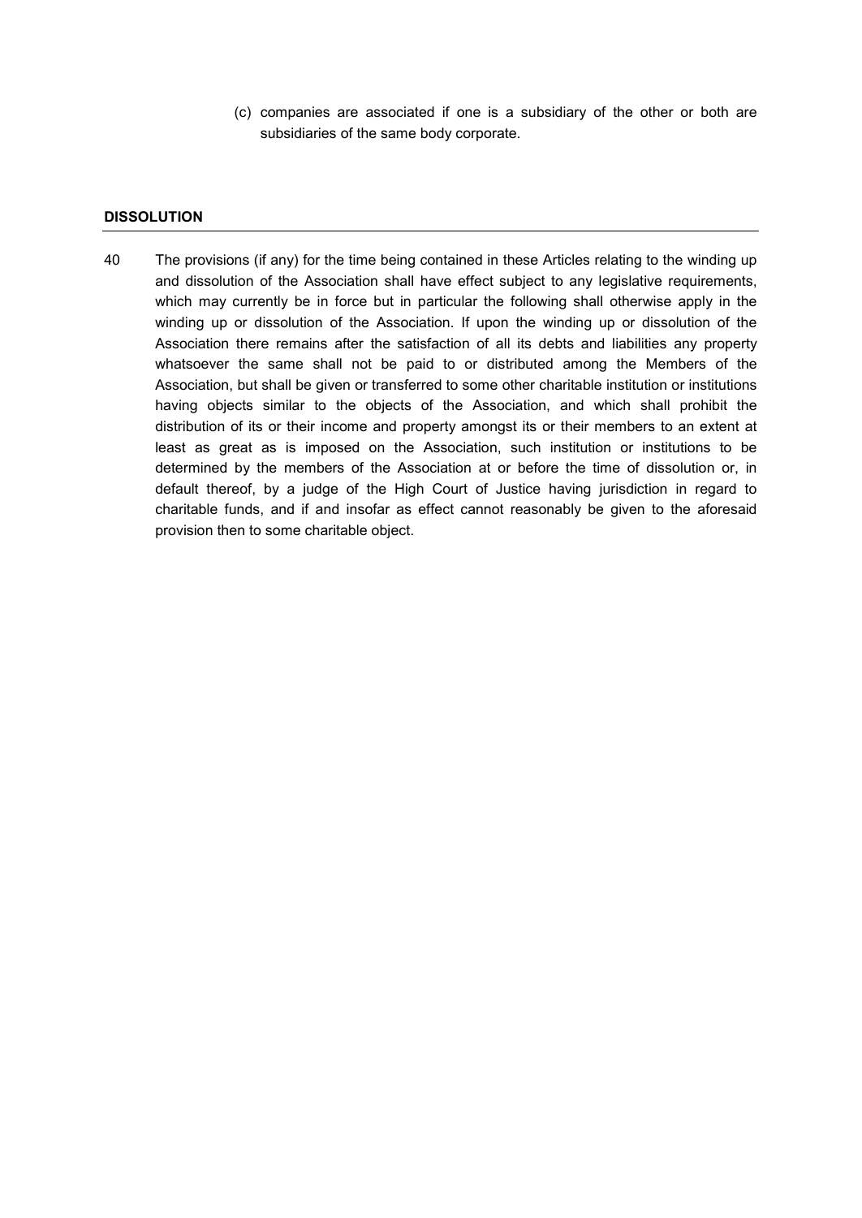(c) companies are associated if one is a subsidiary of the other or both are subsidiaries of the same body corporate.

**DISSOLUTION**

40 The provisions (if any) for the time being contained in these Articles relating to the winding up and dissolution of the Association shall have effect subject to any legislative requirements, which may currently be in force but in particular the following shall otherwise apply in the winding up or dissolution of the Association. If upon the winding up or dissolution of the Association there remains after the satisfaction of all its debts and liabilities any property whatsoever the same shall not be paid to or distributed among the Members of the Association, but shall be given or transferred to some other charitable institution or institutions having objects similar to the objects of the Association, and which shall prohibit the distribution of its or their income and property amongst its or their members to an extent at least as great as is imposed on the Association, such institution or institutions to be determined by the members of the Association at or before the time of dissolution or, in default thereof, by a judge of the High Court of Justice having jurisdiction in regard to charitable funds, and if and insofar as effect cannot reasonably be given to the aforesaid provision then to some charitable object.